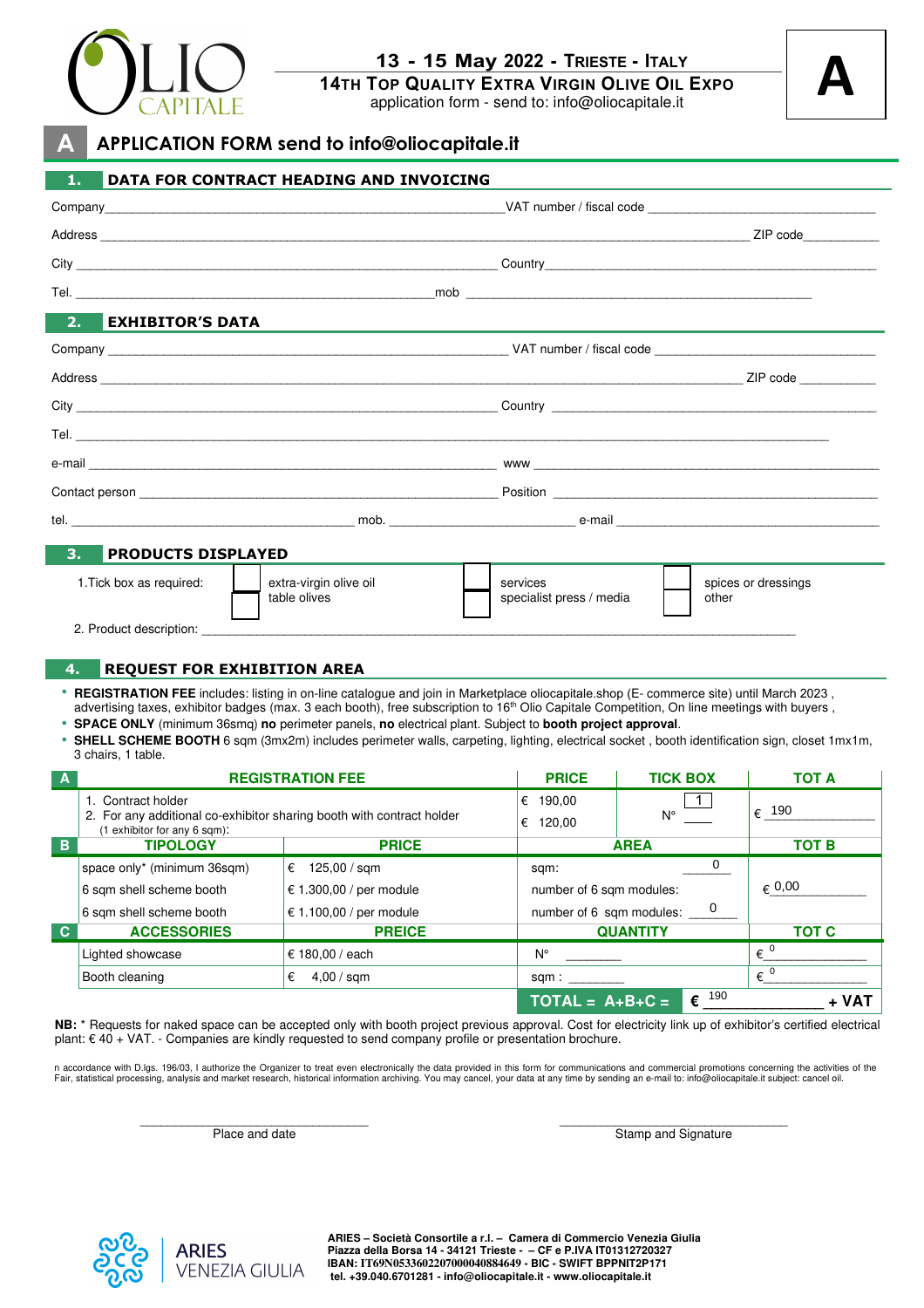OLIO CAPITALE

**13 - 15 May 2022 - TRIESTE - ITALY**
**14TH TOP QUALITY EXTRA VIRGIN OLIVE OIL EXPO**
application form - send to: info@oliocapitale.it

**A**

# A APPLICATION FORM send to info@oliocapitale.it

## 1. DATA FOR CONTRACT HEADING AND INVOICING

Company_______________________________ VAT number / fiscal code _______________________

Address _____________________________________________ ZIP code__________

City _______________________________ Country_______________________________

Tel. _______________________________ mob _______________________________

## 2. EXHIBITOR'S DATA

Company _______________________________ VAT number / fiscal code _______________________

Address _____________________________________________ ZIP code __________

City _______________________________ Country _______________________________

Tel. _____________________________________________

e-mail _______________________________ www _______________________________

Contact person _______________________________ Position _______________________________

tel. ____________________ mob. ____________________ e-mail ____________________

## 3. PRODUCTS DISPLAYED

1.Tick box as required:

- ☐ extra-virgin olive oil
- ☐ table olives
- ☐ services
- ☐ specialist press / media
- ☐ spices or dressings
- ☐ other

2. Product description: _____________________________________________

## 4. REQUEST FOR EXHIBITION AREA

- **REGISTRATION FEE** includes: listing in on-line catalogue and join in Marketplace oliocapitale.shop (E- commerce site) until March 2023 , advertising taxes, exhibitor badges (max. 3 each booth), free subscription to 16th Olio Capitale Competition, On line meetings with buyers ,
- **SPACE ONLY** (minimum 36smq) **no** perimeter panels, **no** electrical plant. Subject to **booth project approval**.
- **SHELL SCHEME BOOTH** 6 sqm (3mx2m) includes perimeter walls, carpeting, lighting, electrical socket , booth identification sign, closet 1mx1m, 3 chairs, 1 table.

| A | REGISTRATION FEE | | PRICE | TICK BOX | TOT A |
|---|---|---|---|---|---|
| | 1. Contract holder<br>2. For any additional co-exhibitor sharing booth with contract holder<br>(1 exhibitor for any 6 sqm): | | € 190,00<br>€ 120,00 | 1<br>N° ____ | € 190 |
| **B** | **TIPOLOGY** | **PRICE** | **AREA** | | **TOT B** |
| | space only* (minimum 36sqm) | € 125,00 / sqm | sqm: 0 | | € 0,00 |
| | 6 sqm shell scheme booth | € 1.300,00 / per module | number of 6 sqm modules: | | |
| | 6 sqm shell scheme booth | € 1.100,00 / per module | number of 6 sqm modules: 0 | | |
| **C** | **ACCESSORIES** | **PREICE** | **QUANTITY** | | **TOT C** |
| | Lighted showcase | € 180,00 / each | N° ________ | | € 0 |
| | Booth cleaning | € 4,00 / sqm | sqm : ________ | | € 0 |
| | | | **TOTAL = A+B+C =** | | € 190 + VAT |

**NB:** * Requests for naked space can be accepted only with booth project previous approval. Cost for electricity link up of exhibitor's certified electrical plant: € 40 + VAT. - Companies are kindly requested to send company profile or presentation brochure.

n accordance with D.lgs. 196/03, I authorize the Organizer to treat even electronically the data provided in this form for communications and commercial promotions concerning the activities of the Fair, statistical processing, analysis and market research, historical information archiving. You may cancel, your data at any time by sending an e-mail to: info@oliocapitale.it subject: cancel oil.

______________________________ Place and date

______________________________ Stamp and Signature

ARIES VENEZIA GIULIA

**ARIES – Società Consortile a r.l. – Camera di Commercio Venezia Giulia**
**Piazza della Borsa 14 - 34121 Trieste - – CF e P.IVA IT01312720327**
**IBAN: IT69N0533602207000040884649 - BIC - SWIFT BPPNIT2P171**
**tel. +39.040.6701281 - info@oliocapitale.it - www.oliocapitale.it**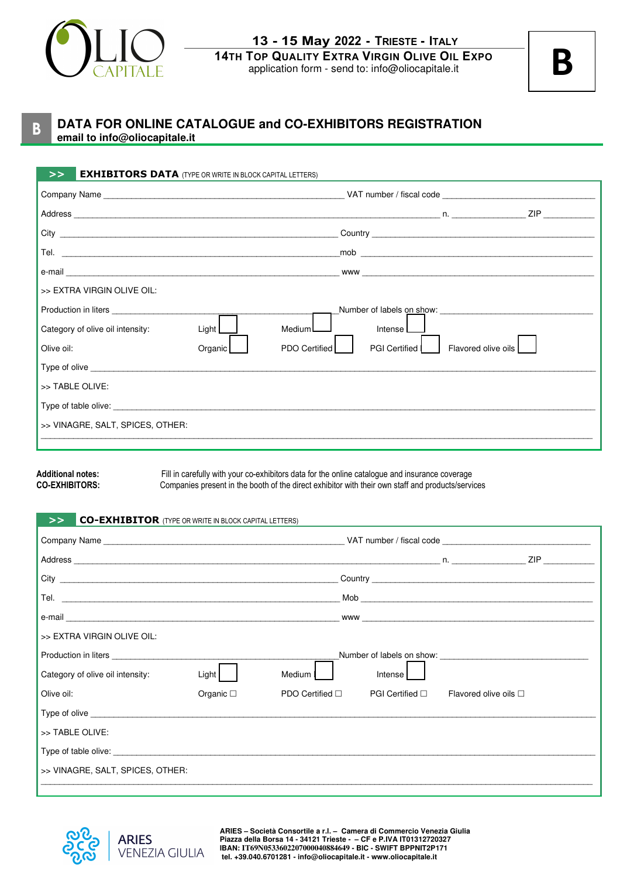13 - 15 May 2022 - TRIESTE - ITALY

14TH TOP QUALITY EXTRA VIRGIN OLIVE OIL EXPO

application form - send to: info@oliocapitale.it

**B**

## B DATA FOR ONLINE CATALOGUE and CO-EXHIBITORS REGISTRATION

**email to info@oliocapitale.it**

### >> EXHIBITORS DATA (TYPE OR WRITE IN BLOCK CAPITAL LETTERS)

Company Name ______________________________ VAT number / fiscal code ______________________________

Address ______________________________ n. __________ ZIP __________

City ______________________________ Country ______________________________

Tel. ______________________________ mob ______________________________

e-mail ______________________________ www ______________________________

>> EXTRA VIRGIN OLIVE OIL:

Production in liters ______________________________ Number of labels on show: ______________________________

Category of olive oil intensity: Light ☐ Medium ☐ Intense ☐

Olive oil: Organic ☐ PDO Certified ☐ PGI Certified ☐ Flavored olive oils ☐

Type of olive ______________________________

>> TABLE OLIVE:

Type of table olive: ______________________________

>> VINAGRE, SALT, SPICES, OTHER:

______________________________

**Additional notes:** Fill in carefully with your co-exhibitors data for the online catalogue and insurance coverage

**CO-EXHIBITORS:** Companies present in the booth of the direct exhibitor with their own staff and products/services

### >> CO-EXHIBITOR (TYPE OR WRITE IN BLOCK CAPITAL LETTERS)

Company Name ______________________________ VAT number / fiscal code ______________________________

Address ______________________________ n. __________ ZIP __________

City ______________________________ Country ______________________________

Tel. ______________________________ Mob ______________________________

e-mail ______________________________ www ______________________________

>> EXTRA VIRGIN OLIVE OIL:

Production in liters ______________________________ Number of labels on show: ______________________________

Category of olive oil intensity: Light ☐ Medium ☐ Intense ☐

Olive oil: Organic ☐ PDO Certified ☐ PGI Certified ☐ Flavored olive oils ☐

Type of olive ______________________________

>> TABLE OLIVE:

Type of table olive: ______________________________

>> VINAGRE, SALT, SPICES, OTHER:

______________________________

**ARIES – Società Consortile a r.l. – Camera di Commercio Venezia Giulia**
**Piazza della Borsa 14 - 34121 Trieste - – CF e P.IVA IT01312720327**
**IBAN: IT69N0533602207000040884649 - BIC - SWIFT BPPNIT2P171**
**tel. +39.040.6701281 - info@oliocapitale.it - www.oliocapitale.it**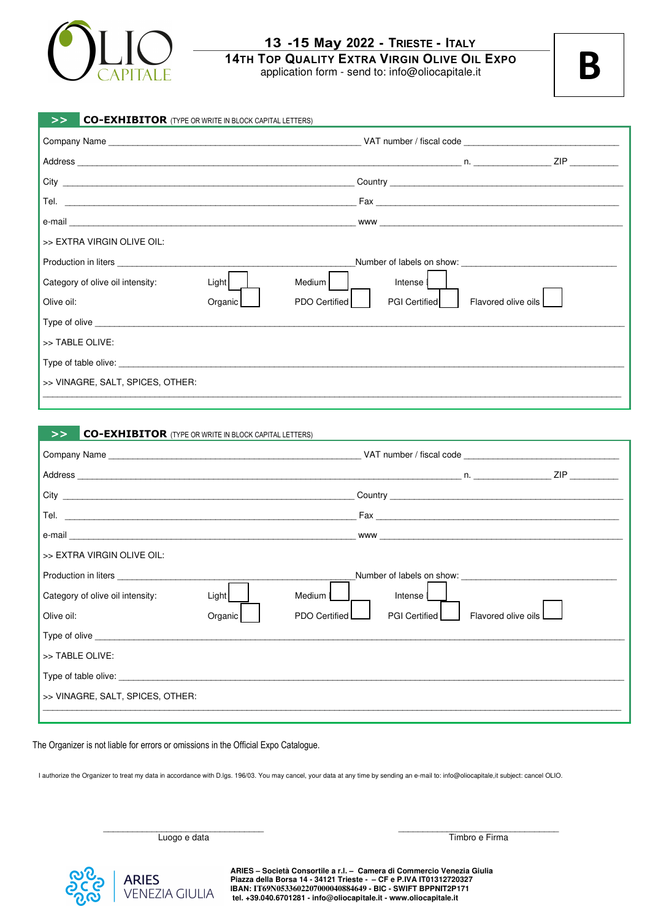# 13 -15 May 2022 - TRIESTE - ITALY

## 14TH TOP QUALITY EXTRA VIRGIN OLIVE OIL EXPO

application form - send to: info@oliocapitale.it

**B**

### >> CO-EXHIBITOR (TYPE OR WRITE IN BLOCK CAPITAL LETTERS)

Company Name ____________________ VAT number / fiscal code ____________________

Address ____________________ n. __________ ZIP __________

City ____________________ Country ____________________

Tel. ____________________ Fax ____________________

e-mail ____________________ www ____________________

>> EXTRA VIRGIN OLIVE OIL:

Production in liters ____________________ Number of labels on show: ____________________

Category of olive oil intensity: Light ☐ Medium ☐ Intense ☐

Olive oil: Organic ☐ PDO Certified ☐ PGI Certified ☐ Flavored olive oils ☐

Type of olive ____________________

>> TABLE OLIVE:

Type of table olive: ____________________

>> VINAGRE, SALT, SPICES, OTHER:

____________________

### >> CO-EXHIBITOR (TYPE OR WRITE IN BLOCK CAPITAL LETTERS)

Company Name ____________________ VAT number / fiscal code ____________________

Address ____________________ n. __________ ZIP __________

City ____________________ Country ____________________

Tel. ____________________ Fax ____________________

e-mail ____________________ www ____________________

>> EXTRA VIRGIN OLIVE OIL:

Production in liters ____________________ Number of labels on show: ____________________

Category of olive oil intensity: Light ☐ Medium ☐ Intense ☐

Olive oil: Organic ☐ PDO Certified ☐ PGI Certified ☐ Flavored olive oils ☐

Type of olive ____________________

>> TABLE OLIVE:

Type of table olive: ____________________

>> VINAGRE, SALT, SPICES, OTHER:

____________________

The Organizer is not liable for errors or omissions in the Official Expo Catalogue.

I authorize the Organizer to treat my data in accordance with D.lgs. 196/03. You may cancel, your data at any time by sending an e-mail to: info@oliocapitale,it subject: cancel OLIO.

____________________ Luogo e data

____________________ Timbro e Firma

ARIES VENEZIA GIULIA

**ARIES – Società Consortile a r.l. – Camera di Commercio Venezia Giulia**
**Piazza della Borsa 14 - 34121 Trieste - – CF e P.IVA IT01312720327**
**IBAN: IT69N0533602207000040884649 - BIC - SWIFT BPPNIT2P171**
**tel. +39.040.6701281 - info@oliocapitale.it - www.oliocapitale.it**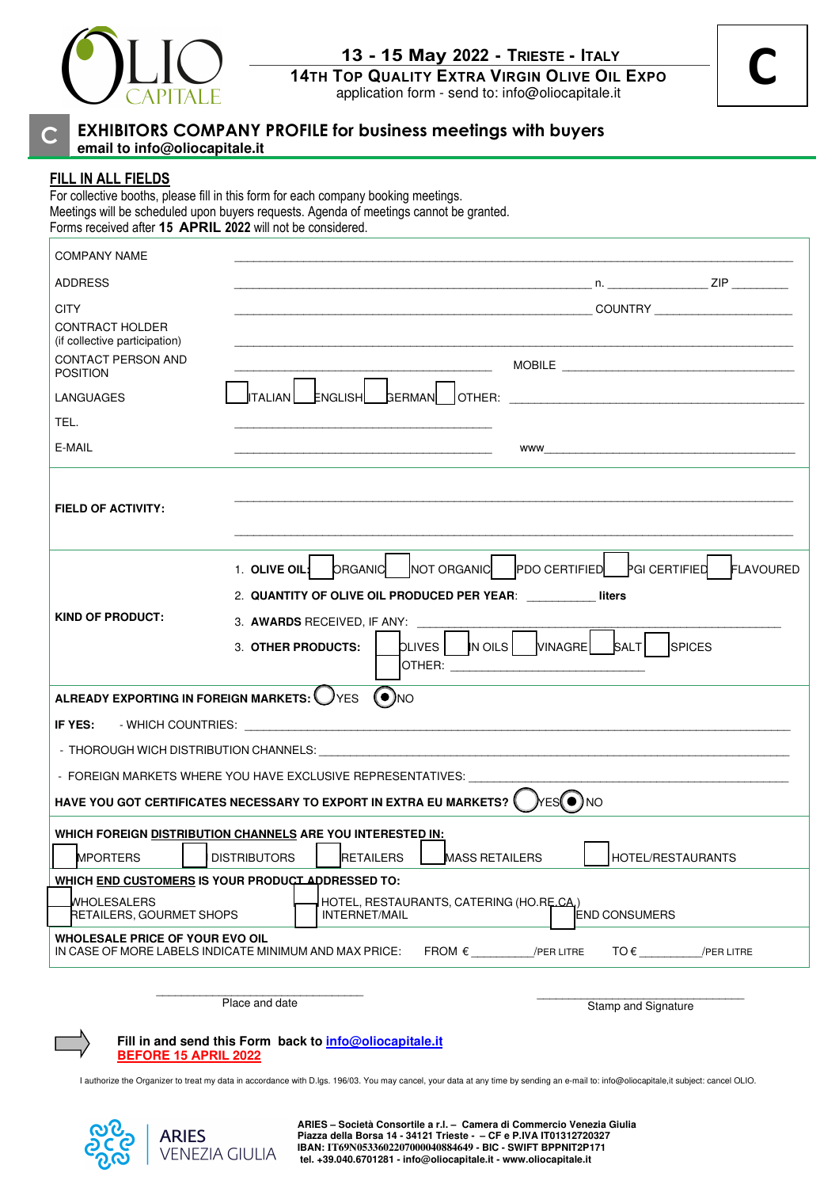13 - 15 May 2022 - TRIESTE - ITALY

14TH TOP QUALITY EXTRA VIRGIN OLIVE OIL EXPO

application form - send to: info@oliocapitale.it

C

# C EXHIBITORS COMPANY PROFILE for business meetings with buyers

**email to info@oliocapitale.it**

## FILL IN ALL FIELDS

For collective booths, please fill in this form for each company booking meetings.
Meetings will be scheduled upon buyers requests. Agenda of meetings cannot be granted.
Forms received after **15 APRIL 2022** will not be considered.

COMPANY NAME ______________________________

ADDRESS ______________________________ n. ______________ ZIP ________

CITY ______________________________ COUNTRY ______________

CONTRACT HOLDER (if collective participation) ______________________________

CONTACT PERSON AND POSITION ______________________ MOBILE ______________________

LANGUAGES ☐ ITALIAN ☐ ENGLISH ☐ GERMAN ☐ OTHER: ______________________

TEL. ______________________

E-MAIL ______________________ www______________________

**FIELD OF ACTIVITY:** ______________________________

______________________________

**KIND OF PRODUCT:**

1. **OLIVE OIL:** ☐ ORGANIC ☐ NOT ORGANIC ☐ PDO CERTIFIED ☐ PGI CERTIFIED ☐ FLAVOURED
2. **QUANTITY OF OLIVE OIL PRODUCED PER YEAR**: __________ **liters**
3. **AWARDS** RECEIVED, IF ANY: ______________________________
3. **OTHER PRODUCTS:** ☐ OLIVES ☐ IN OILS ☐ VINAGRE ☐ SALT ☐ SPICES ☐ OTHER: ______________________

**ALREADY EXPORTING IN FOREIGN MARKETS:** ○ YES ◉ NO

**IF YES:** - WHICH COUNTRIES: ______________________________

- THOROUGH WICH DISTRIBUTION CHANNELS: ______________________________

- FOREIGN MARKETS WHERE YOU HAVE EXCLUSIVE REPRESENTATIVES: ______________________________

**HAVE YOU GOT CERTIFICATES NECESSARY TO EXPORT IN EXTRA EU MARKETS?** ○ YES ◉ NO

**WHICH FOREIGN DISTRIBUTION CHANNELS ARE YOU INTERESTED IN:**

☐ IMPORTERS ☐ DISTRIBUTORS ☐ RETAILERS ☐ MASS RETAILERS ☐ HOTEL/RESTAURANTS

**WHICH END CUSTOMERS IS YOUR PRODUCT ADDRESSED TO:**

☐ WHOLESALERS ☐ RETAILERS, GOURMET SHOPS ☐ HOTEL, RESTAURANTS, CATERING (HO.RE.CA.) ☐ INTERNET/MAIL ☐ END CONSUMERS

**WHOLESALE PRICE OF YOUR EVO OIL**
IN CASE OF MORE LABELS INDICATE MINIMUM AND MAX PRICE: FROM € _________/PER LITRE TO € _________/PER LITRE

________________________________
Place and date

________________________________
Stamp and Signature

**Fill in and send this Form back to info@oliocapitale.it**
**BEFORE 15 APRIL 2022**

I authorize the Organizer to treat my data in accordance with D.lgs. 196/03. You may cancel, your data at any time by sending an e-mail to: info@oliocapitale,it subject: cancel OLIO.

ARIES VENEZIA GIULIA

**ARIES – Società Consortile a r.l. – Camera di Commercio Venezia Giulia**
**Piazza della Borsa 14 - 34121 Trieste - – CF e P.IVA IT01312720327**
**IBAN: IT69N0533602207000040884649 - BIC - SWIFT BPPNIT2P171**
**tel. +39.040.6701281 - info@oliocapitale.it - www.oliocapitale.it**